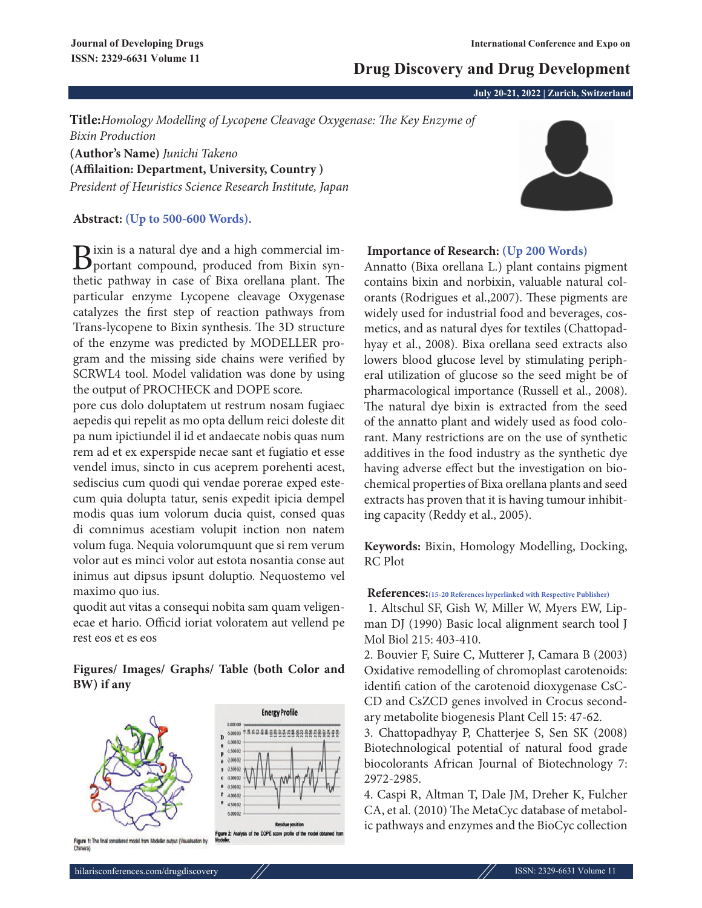**Title:** *Homology Modelling of Lycopene Cleavage Oxygenase: The Key Enzyme of Bixin Production*

**(Author's Name)** *Junichi Takeno*

**(Affilaition: Department, University, Country )**

*President of Heuristics Science Research Institute, Japan*

**Abstract: (Up to 500-600 Words).**

Bixin is a natural dye and a high commercial important compound, produced from Bixin synthetic pathway in case of Bixa orellana plant. The particular enzyme Lycopene cleavage Oxygenase catalyzes the first step of reaction pathways from Trans-lycopene to Bixin synthesis. The 3D structure of the enzyme was predicted by MODELLER program and the missing side chains were verified by SCRWL4 tool. Model validation was done by using the output of PROCHECK and DOPE score.

pore cus dolo doluptatem ut restrum nosam fugiaec aepedis qui repelit as mo opta dellum reici doleste dit pa num ipictiundel il id et andaecate nobis quas num rem ad et ex experspide necae sant et fugiatio et esse vendel imus, sincto in cus aceprem porehenti acest, sediscius cum quodi qui vendae porerae exped estecum quia dolupta tatur, senis expedit ipicia dempel modis quas ium volorum ducia quist, consed quas di comnimus acestiam volupit inction non natem volum fuga. Nequia volorumquunt que si rem verum volor aut es minci volor aut estota nosantia conse aut inimus aut dipsus ipsunt doluptio. Nequostemo vel maximo quo ius.

quodit aut vitas a consequi nobita sam quam veligenecae et hario. Officid ioriat voloratem aut vellend pe rest eos et es eos

**Figures/ Images/ Graphs/ Table (both Color and BW) if any**

Figure 1: The final considered model from Modeller output (Visualisation by Chimera).

Figure 2: Analysis of the DOPE score profile of the model obtained from Modeller.

**Importance of Research: (Up 200 Words)**

Annatto (Bixa orellana L.) plant contains pigment contains bixin and norbixin, valuable natural colorants (Rodrigues et al.,2007). These pigments are widely used for industrial food and beverages, cosmetics, and as natural dyes for textiles (Chattopadhyay et al., 2008). Bixa orellana seed extracts also lowers blood glucose level by stimulating peripheral utilization of glucose so the seed might be of pharmacological importance (Russell et al., 2008). The natural dye bixin is extracted from the seed of the annatto plant and widely used as food colorant. Many restrictions are on the use of synthetic additives in the food industry as the synthetic dye having adverse effect but the investigation on biochemical properties of Bixa orellana plants and seed extracts has proven that it is having tumour inhibiting capacity (Reddy et al., 2005).

**Keywords:** Bixin, Homology Modelling, Docking, RC Plot

**References:** (15-20 References hyperlinked with Respective Publisher)

1. Altschul SF, Gish W, Miller W, Myers EW, Lipman DJ (1990) Basic local alignment search tool J Mol Biol 215: 403-410.
2. Bouvier F, Suire C, Mutterer J, Camara B (2003) Oxidative remodelling of chromoplast carotenoids: identifi cation of the carotenoid dioxygenase CsCCD and CsZCD genes involved in Crocus secondary metabolite biogenesis Plant Cell 15: 47-62.
3. Chattopadhyay P, Chatterjee S, Sen SK (2008) Biotechnological potential of natural food grade biocolorants African Journal of Biotechnology 7: 2972-2985.
4. Caspi R, Altman T, Dale JM, Dreher K, Fulcher CA, et al. (2010) The MetaCyc database of metabolic pathways and enzymes and the BioCyc collection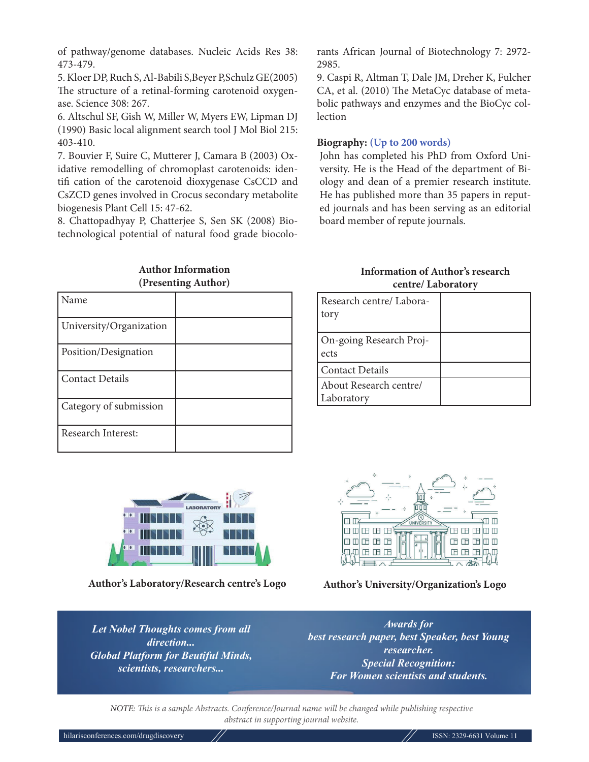of pathway/genome databases. Nucleic Acids Res 38: 473-479.

5. Kloer DP, Ruch S, Al-Babili S, Beyer P, Schulz GE (2005) The structure of a retinal-forming carotenoid oxygenase. Science 308: 267.

6. Altschul SF, Gish W, Miller W, Myers EW, Lipman DJ (1990) Basic local alignment search tool J Mol Biol 215: 403-410.

7. Bouvier F, Suire C, Mutterer J, Camara B (2003) Oxidative remodelling of chromoplast carotenoids: identifi cation of the carotenoid dioxygenase CsCCD and CsZCD genes involved in Crocus secondary metabolite biogenesis Plant Cell 15: 47-62.

8. Chattopadhyay P, Chatterjee S, Sen SK (2008) Biotechnological potential of natural food grade biocolorants African Journal of Biotechnology 7: 2972-2985.

9. Caspi R, Altman T, Dale JM, Dreher K, Fulcher CA, et al. (2010) The MetaCyc database of metabolic pathways and enzymes and the BioCyc collection

**Biography: (Up to 200 words)**

John has completed his PhD from Oxford University. He is the Head of the department of Biology and dean of a premier research institute. He has published more than 35 papers in reputed journals and has been serving as an editorial board member of repute journals.

**Author Information (Presenting Author)**

| | |
|---|---|
| Name | |
| University/Organization | |
| Position/Designation | |
| Contact Details | |
| Category of submission | |
| Research Interest: | |

**Information of Author's research centre/ Laboratory**

| | |
|---|---|
| Research centre/ Laboratory | |
| On-going Research Projects | |
| Contact Details | |
| About Research centre/ Laboratory | |

**Author's Laboratory/Research centre's Logo**

**Author's University/Organization's Logo**

*Let Nobel Thoughts comes from all direction...*
*Global Platform for Beutiful Minds, scientists, researchers...*

*Awards for*
*best research paper, best Speaker, best Young researcher.*
*Special Recognition:*
*For Women scientists and students.*

*NOTE: This is a sample Abstracts. Conference/Journal name will be changed while publishing respective abstract in supporting journal website.*